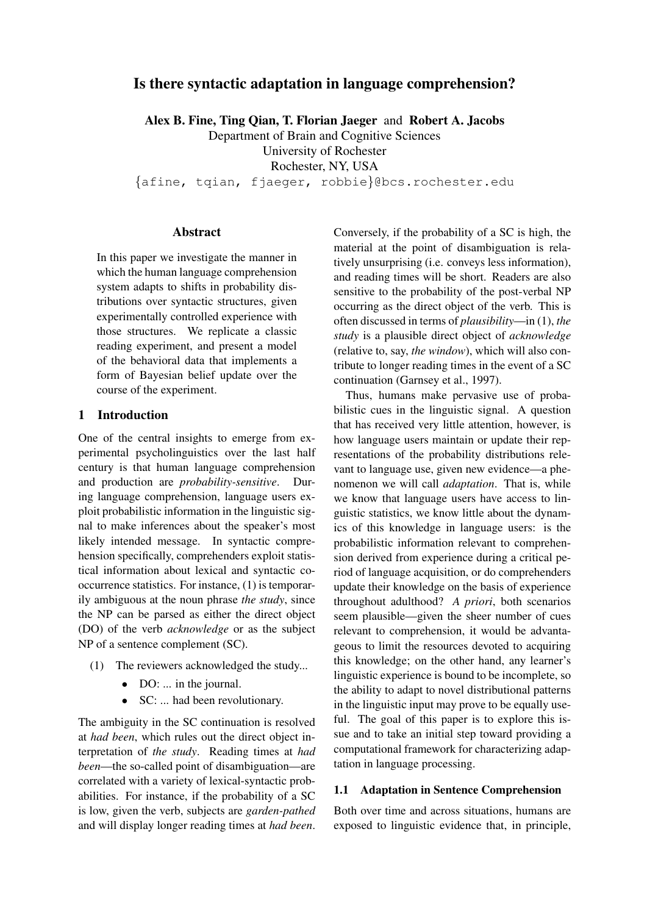# Is there syntactic adaptation in language comprehension?

**Alex B. Fine, Ting Qian, T. Florian Jaeger** and **Robert A. Jacobs**
Department of Brain and Cognitive Sciences
University of Rochester
Rochester, NY, USA
{afine, tqian, fjaeger, robbie}@bcs.rochester.edu

## Abstract

In this paper we investigate the manner in which the human language comprehension system adapts to shifts in probability distributions over syntactic structures, given experimentally controlled experience with those structures. We replicate a classic reading experiment, and present a model of the behavioral data that implements a form of Bayesian belief update over the course of the experiment.

## 1 Introduction

One of the central insights to emerge from experimental psycholinguistics over the last half century is that human language comprehension and production are *probability-sensitive*. During language comprehension, language users exploit probabilistic information in the linguistic signal to make inferences about the speaker's most likely intended message. In syntactic comprehension specifically, comprehenders exploit statistical information about lexical and syntactic co-occurrence statistics. For instance, (1) is temporarily ambiguous at the noun phrase *the study*, since the NP can be parsed as either the direct object (DO) of the verb *acknowledge* or as the subject NP of a sentence complement (SC).

(1) The reviewers acknowledged the study...

- DO: ... in the journal.
- SC: ... had been revolutionary.

The ambiguity in the SC continuation is resolved at *had been*, which rules out the direct object interpretation of *the study*. Reading times at *had been*—the so-called point of disambiguation—are correlated with a variety of lexical-syntactic probabilities. For instance, if the probability of a SC is low, given the verb, subjects are *garden-pathed* and will display longer reading times at *had been*. Conversely, if the probability of a SC is high, the material at the point of disambiguation is relatively unsurprising (i.e. conveys less information), and reading times will be short. Readers are also sensitive to the probability of the post-verbal NP occurring as the direct object of the verb. This is often discussed in terms of *plausibility*—in (1), *the study* is a plausible direct object of *acknowledge* (relative to, say, *the window*), which will also contribute to longer reading times in the event of a SC continuation (Garnsey et al., 1997).

Thus, humans make pervasive use of probabilistic cues in the linguistic signal. A question that has received very little attention, however, is how language users maintain or update their representations of the probability distributions relevant to language use, given new evidence—a phenomenon we will call *adaptation*. That is, while we know that language users have access to linguistic statistics, we know little about the dynamics of this knowledge in language users: is the probabilistic information relevant to comprehension derived from experience during a critical period of language acquisition, or do comprehenders update their knowledge on the basis of experience throughout adulthood? *A priori*, both scenarios seem plausible—given the sheer number of cues relevant to comprehension, it would be advantageous to limit the resources devoted to acquiring this knowledge; on the other hand, any learner's linguistic experience is bound to be incomplete, so the ability to adapt to novel distributional patterns in the linguistic input may prove to be equally useful. The goal of this paper is to explore this issue and to take an initial step toward providing a computational framework for characterizing adaptation in language processing.

### 1.1 Adaptation in Sentence Comprehension

Both over time and across situations, humans are exposed to linguistic evidence that, in principle,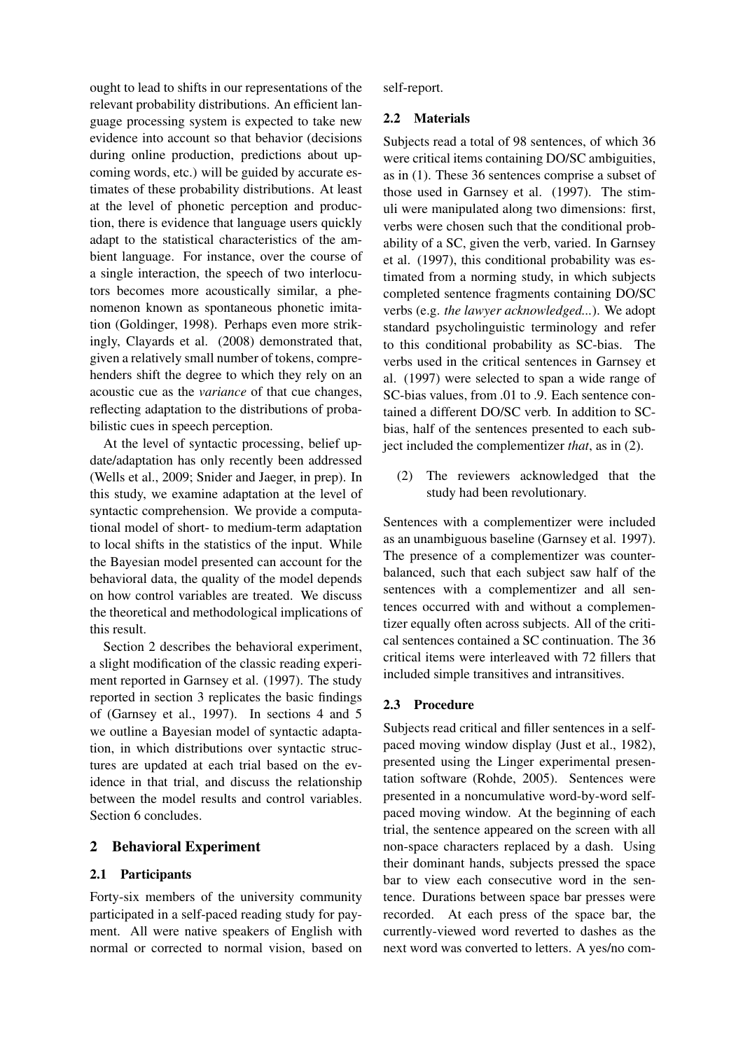ought to lead to shifts in our representations of the relevant probability distributions. An efficient language processing system is expected to take new evidence into account so that behavior (decisions during online production, predictions about upcoming words, etc.) will be guided by accurate estimates of these probability distributions. At least at the level of phonetic perception and production, there is evidence that language users quickly adapt to the statistical characteristics of the ambient language. For instance, over the course of a single interaction, the speech of two interlocutors becomes more acoustically similar, a phenomenon known as spontaneous phonetic imitation (Goldinger, 1998). Perhaps even more strikingly, Clayards et al. (2008) demonstrated that, given a relatively small number of tokens, comprehenders shift the degree to which they rely on an acoustic cue as the *variance* of that cue changes, reflecting adaptation to the distributions of probabilistic cues in speech perception.

At the level of syntactic processing, belief update/adaptation has only recently been addressed (Wells et al., 2009; Snider and Jaeger, in prep). In this study, we examine adaptation at the level of syntactic comprehension. We provide a computational model of short- to medium-term adaptation to local shifts in the statistics of the input. While the Bayesian model presented can account for the behavioral data, the quality of the model depends on how control variables are treated. We discuss the theoretical and methodological implications of this result.

Section 2 describes the behavioral experiment, a slight modification of the classic reading experiment reported in Garnsey et al. (1997). The study reported in section 3 replicates the basic findings of (Garnsey et al., 1997). In sections 4 and 5 we outline a Bayesian model of syntactic adaptation, in which distributions over syntactic structures are updated at each trial based on the evidence in that trial, and discuss the relationship between the model results and control variables. Section 6 concludes.

## 2 Behavioral Experiment

### 2.1 Participants

Forty-six members of the university community participated in a self-paced reading study for payment. All were native speakers of English with normal or corrected to normal vision, based on self-report.

### 2.2 Materials

Subjects read a total of 98 sentences, of which 36 were critical items containing DO/SC ambiguities, as in (1). These 36 sentences comprise a subset of those used in Garnsey et al. (1997). The stimuli were manipulated along two dimensions: first, verbs were chosen such that the conditional probability of a SC, given the verb, varied. In Garnsey et al. (1997), this conditional probability was estimated from a norming study, in which subjects completed sentence fragments containing DO/SC verbs (e.g. *the lawyer acknowledged...*). We adopt standard psycholinguistic terminology and refer to this conditional probability as SC-bias. The verbs used in the critical sentences in Garnsey et al. (1997) were selected to span a wide range of SC-bias values, from .01 to .9. Each sentence contained a different DO/SC verb. In addition to SC-bias, half of the sentences presented to each subject included the complementizer *that*, as in (2).

(2) The reviewers acknowledged that the study had been revolutionary.

Sentences with a complementizer were included as an unambiguous baseline (Garnsey et al. 1997). The presence of a complementizer was counterbalanced, such that each subject saw half of the sentences with a complementizer and all sentences occurred with and without a complementizer equally often across subjects. All of the critical sentences contained a SC continuation. The 36 critical items were interleaved with 72 fillers that included simple transitives and intransitives.

### 2.3 Procedure

Subjects read critical and filler sentences in a self-paced moving window display (Just et al., 1982), presented using the Linger experimental presentation software (Rohde, 2005). Sentences were presented in a noncumulative word-by-word self-paced moving window. At the beginning of each trial, the sentence appeared on the screen with all non-space characters replaced by a dash. Using their dominant hands, subjects pressed the space bar to view each consecutive word in the sentence. Durations between space bar presses were recorded. At each press of the space bar, the currently-viewed word reverted to dashes as the next word was converted to letters. A yes/no com-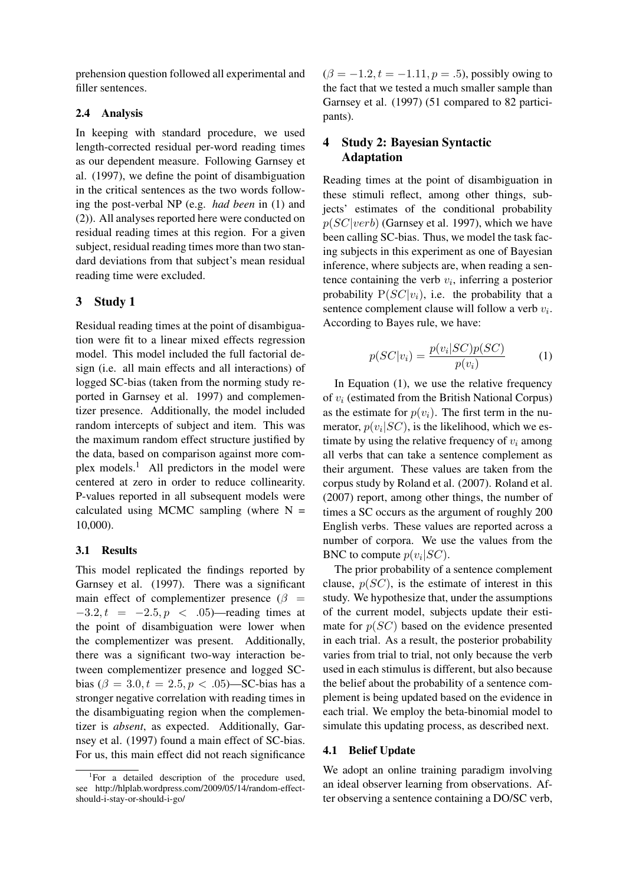prehension question followed all experimental and filler sentences.

### 2.4 Analysis

In keeping with standard procedure, we used length-corrected residual per-word reading times as our dependent measure. Following Garnsey et al. (1997), we define the point of disambiguation in the critical sentences as the two words following the post-verbal NP (e.g. *had been* in (1) and (2)). All analyses reported here were conducted on residual reading times at this region. For a given subject, residual reading times more than two standard deviations from that subject's mean residual reading time were excluded.

## 3 Study 1

Residual reading times at the point of disambiguation were fit to a linear mixed effects regression model. This model included the full factorial design (i.e. all main effects and all interactions) of logged SC-bias (taken from the norming study reported in Garnsey et al. 1997) and complementizer presence. Additionally, the model included random intercepts of subject and item. This was the maximum random effect structure justified by the data, based on comparison against more complex models.[1] All predictors in the model were centered at zero in order to reduce collinearity. P-values reported in all subsequent models were calculated using MCMC sampling (where N = 10,000).

### 3.1 Results

This model replicated the findings reported by Garnsey et al. (1997). There was a significant main effect of complementizer presence ($\beta = -3.2, t = -2.5, p < .05$)—reading times at the point of disambiguation were lower when the complementizer was present. Additionally, there was a significant two-way interaction between complementizer presence and logged SC-bias ($\beta = 3.0, t = 2.5, p < .05$)—SC-bias has a stronger negative correlation with reading times in the disambiguating region when the complementizer is *absent*, as expected. Additionally, Garnsey et al. (1997) found a main effect of SC-bias. For us, this main effect did not reach significance ($\beta = -1.2, t = -1.11, p = .5$), possibly owing to the fact that we tested a much smaller sample than Garnsey et al. (1997) (51 compared to 82 participants).

[1]For a detailed description of the procedure used, see http://hlplab.wordpress.com/2009/05/14/random-effect-should-i-stay-or-should-i-go/

## 4 Study 2: Bayesian Syntactic Adaptation

Reading times at the point of disambiguation in these stimuli reflect, among other things, subjects' estimates of the conditional probability $p(SC|verb)$ (Garnsey et al. 1997), which we have been calling SC-bias. Thus, we model the task facing subjects in this experiment as one of Bayesian inference, where subjects are, when reading a sentence containing the verb $v_i$, inferring a posterior probability $\text{P}(SC|v_i)$, i.e. the probability that a sentence complement clause will follow a verb $v_i$. According to Bayes rule, we have:

$$p(SC|v_i) = \frac{p(v_i|SC)p(SC)}{p(v_i)} \qquad (1)$$

In Equation (1), we use the relative frequency of $v_i$ (estimated from the British National Corpus) as the estimate for $p(v_i)$. The first term in the numerator, $p(v_i|SC)$, is the likelihood, which we estimate by using the relative frequency of $v_i$ among all verbs that can take a sentence complement as their argument. These values are taken from the corpus study by Roland et al. (2007). Roland et al. (2007) report, among other things, the number of times a SC occurs as the argument of roughly 200 English verbs. These values are reported across a number of corpora. We use the values from the BNC to compute $p(v_i|SC)$.

The prior probability of a sentence complement clause, $p(SC)$, is the estimate of interest in this study. We hypothesize that, under the assumptions of the current model, subjects update their estimate for $p(SC)$ based on the evidence presented in each trial. As a result, the posterior probability varies from trial to trial, not only because the verb used in each stimulus is different, but also because the belief about the probability of a sentence complement is being updated based on the evidence in each trial. We employ the beta-binomial model to simulate this updating process, as described next.

### 4.1 Belief Update

We adopt an online training paradigm involving an ideal observer learning from observations. After observing a sentence containing a DO/SC verb,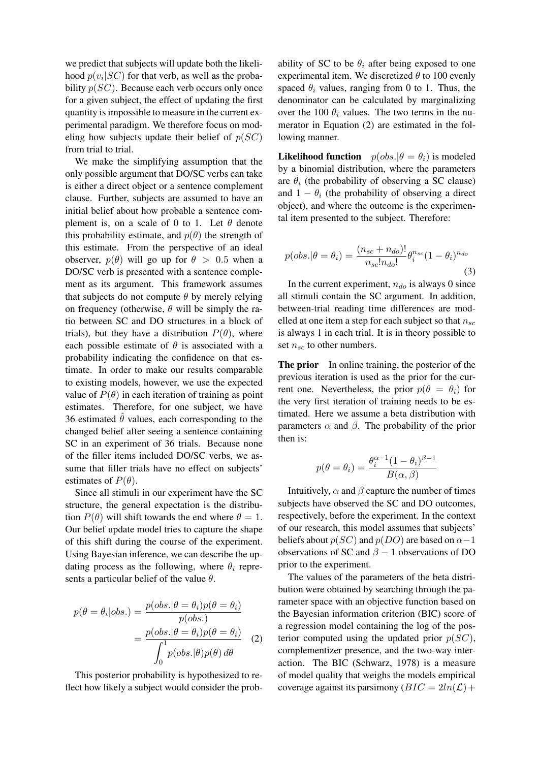we predict that subjects will update both the likelihood $p(v_i|SC)$ for that verb, as well as the probability $p(SC)$. Because each verb occurs only once for a given subject, the effect of updating the first quantity is impossible to measure in the current experimental paradigm. We therefore focus on modeling how subjects update their belief of $p(SC)$ from trial to trial.

We make the simplifying assumption that the only possible argument that DO/SC verbs can take is either a direct object or a sentence complement clause. Further, subjects are assumed to have an initial belief about how probable a sentence complement is, on a scale of 0 to 1. Let $\theta$ denote this probability estimate, and $p(\theta)$ the strength of this estimate. From the perspective of an ideal observer, $p(\theta)$ will go up for $\theta > 0.5$ when a DO/SC verb is presented with a sentence complement as its argument. This framework assumes that subjects do not compute $\theta$ by merely relying on frequency (otherwise, $\theta$ will be simply the ratio between SC and DO structures in a block of trials), but they have a distribution $P(\theta)$, where each possible estimate of $\theta$ is associated with a probability indicating the confidence on that estimate. In order to make our results comparable to existing models, however, we use the expected value of $P(\theta)$ in each iteration of training as point estimates. Therefore, for one subject, we have 36 estimated $\hat{\theta}$ values, each corresponding to the changed belief after seeing a sentence containing SC in an experiment of 36 trials. Because none of the filler items included DO/SC verbs, we assume that filler trials have no effect on subjects' estimates of $P(\theta)$.

Since all stimuli in our experiment have the SC structure, the general expectation is the distribution $P(\theta)$ will shift towards the end where $\theta = 1$. Our belief update model tries to capture the shape of this shift during the course of the experiment. Using Bayesian inference, we can describe the updating process as the following, where $\theta_i$ represents a particular belief of the value $\theta$.

$$p(\theta = \theta_i|obs.) = \frac{p(obs.|\theta = \theta_i)p(\theta = \theta_i)}{p(obs.)} = \frac{p(obs.|\theta = \theta_i)p(\theta = \theta_i)}{\int_0^1 p(obs.|\theta)p(\theta)\,d\theta} \quad (2)$$

This posterior probability is hypothesized to reflect how likely a subject would consider the probability of SC to be $\theta_i$ after being exposed to one experimental item. We discretized $\theta$ to 100 evenly spaced $\theta_i$ values, ranging from 0 to 1. Thus, the denominator can be calculated by marginalizing over the 100 $\theta_i$ values. The two terms in the numerator in Equation (2) are estimated in the following manner.

**Likelihood function** $p(obs.|\theta = \theta_i)$ is modeled by a binomial distribution, where the parameters are $\theta_i$ (the probability of observing a SC clause) and $1 - \theta_i$ (the probability of observing a direct object), and where the outcome is the experimental item presented to the subject. Therefore:

$$p(obs.|\theta = \theta_i) = \frac{(n_{sc} + n_{do})!}{n_{sc}!n_{do}!}\theta_i^{n_{sc}}(1 - \theta_i)^{n_{do}} \quad (3)$$

In the current experiment, $n_{do}$ is always 0 since all stimuli contain the SC argument. In addition, between-trial reading time differences are modelled at one item a step for each subject so that $n_{sc}$ is always 1 in each trial. It is in theory possible to set $n_{sc}$ to other numbers.

**The prior** In online training, the posterior of the previous iteration is used as the prior for the current one. Nevertheless, the prior $p(\theta = \theta_i)$ for the very first iteration of training needs to be estimated. Here we assume a beta distribution with parameters $\alpha$ and $\beta$. The probability of the prior then is:

$$p(\theta = \theta_i) = \frac{\theta_i^{\alpha-1}(1 - \theta_i)^{\beta-1}}{B(\alpha, \beta)}$$

Intuitively, $\alpha$ and $\beta$ capture the number of times subjects have observed the SC and DO outcomes, respectively, before the experiment. In the context of our research, this model assumes that subjects' beliefs about $p(SC)$ and $p(DO)$ are based on $\alpha - 1$ observations of SC and $\beta - 1$ observations of DO prior to the experiment.

The values of the parameters of the beta distribution were obtained by searching through the parameter space with an objective function based on the Bayesian information criterion (BIC) score of a regression model containing the log of the posterior computed using the updated prior $p(SC)$, complementizer presence, and the two-way interaction. The BIC (Schwarz, 1978) is a measure of model quality that weighs the models empirical coverage against its parsimony ($BIC = 2ln(\mathcal{L}) +$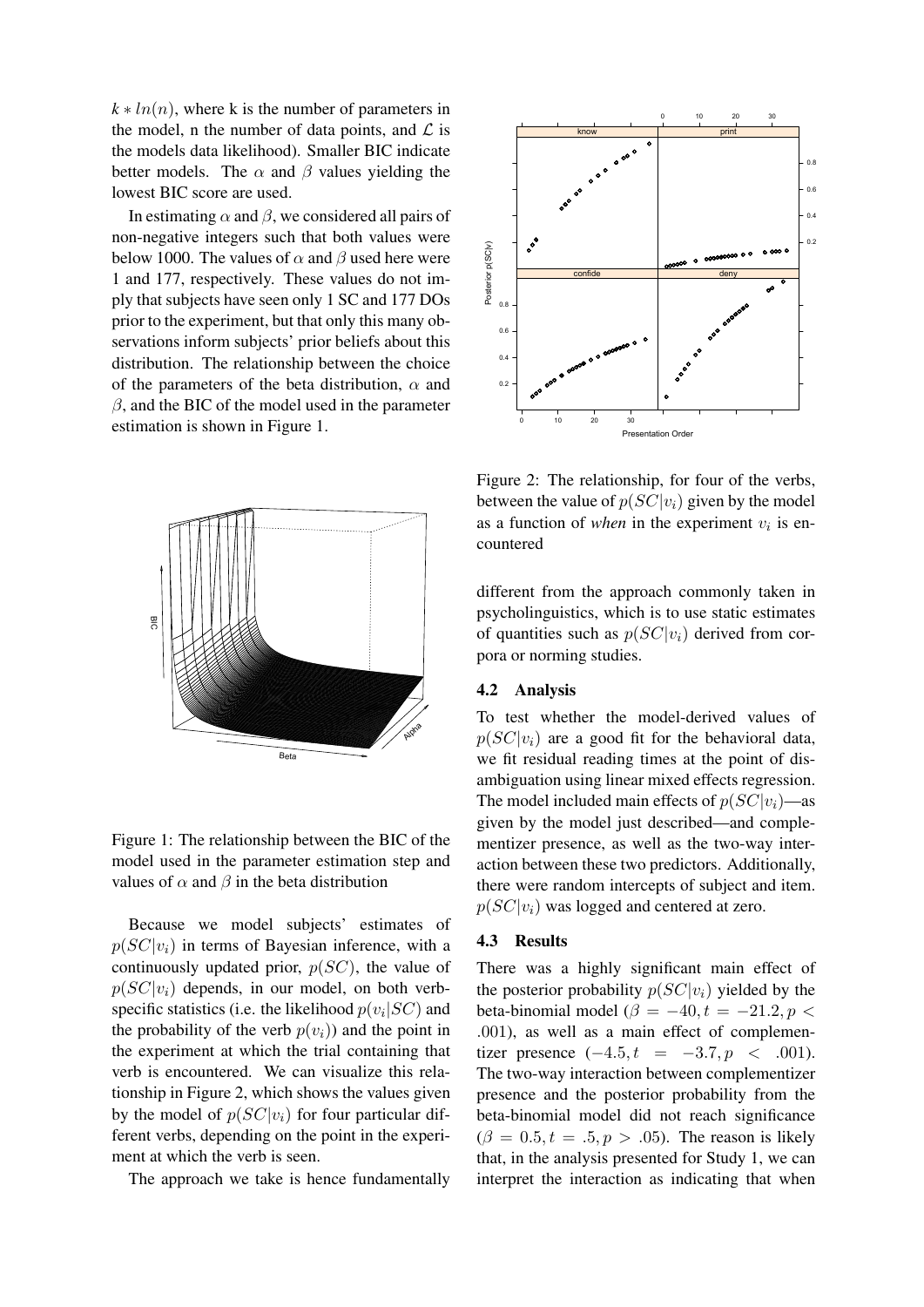$k * ln(n)$, where k is the number of parameters in the model, n the number of data points, and $\mathcal{L}$ is the models data likelihood). Smaller BIC indicate better models. The $\alpha$ and $\beta$ values yielding the lowest BIC score are used.

In estimating $\alpha$ and $\beta$, we considered all pairs of non-negative integers such that both values were below 1000. The values of $\alpha$ and $\beta$ used here were 1 and 177, respectively. These values do not imply that subjects have seen only 1 SC and 177 DOs prior to the experiment, but that only this many observations inform subjects' prior beliefs about this distribution. The relationship between the choice of the parameters of the beta distribution, $\alpha$ and $\beta$, and the BIC of the model used in the parameter estimation is shown in Figure 1.

Figure 1: The relationship between the BIC of the model used in the parameter estimation step and values of $\alpha$ and $\beta$ in the beta distribution

Because we model subjects' estimates of $p(SC|v_i)$ in terms of Bayesian inference, with a continuously updated prior, $p(SC)$, the value of $p(SC|v_i)$ depends, in our model, on both verb-specific statistics (i.e. the likelihood $p(v_i|SC)$ and the probability of the verb $p(v_i)$) and the point in the experiment at which the trial containing that verb is encountered. We can visualize this relationship in Figure 2, which shows the values given by the model of $p(SC|v_i)$ for four particular different verbs, depending on the point in the experiment at which the verb is seen.

The approach we take is hence fundamentally different from the approach commonly taken in psycholinguistics, which is to use static estimates of quantities such as $p(SC|v_i)$ derived from corpora or norming studies.

Figure 2: The relationship, for four of the verbs, between the value of $p(SC|v_i)$ given by the model as a function of *when* in the experiment $v_i$ is encountered

### 4.2 Analysis

To test whether the model-derived values of $p(SC|v_i)$ are a good fit for the behavioral data, we fit residual reading times at the point of disambiguation using linear mixed effects regression. The model included main effects of $p(SC|v_i)$—as given by the model just described—and complementizer presence, as well as the two-way interaction between these two predictors. Additionally, there were random intercepts of subject and item. $p(SC|v_i)$ was logged and centered at zero.

### 4.3 Results

There was a highly significant main effect of the posterior probability $p(SC|v_i)$ yielded by the beta-binomial model ($\beta = -40, t = -21.2, p < .001$), as well as a main effect of complementizer presence ($-4.5, t = -3.7, p < .001$). The two-way interaction between complementizer presence and the posterior probability from the beta-binomial model did not reach significance ($\beta = 0.5, t = .5, p > .05$). The reason is likely that, in the analysis presented for Study 1, we can interpret the interaction as indicating that when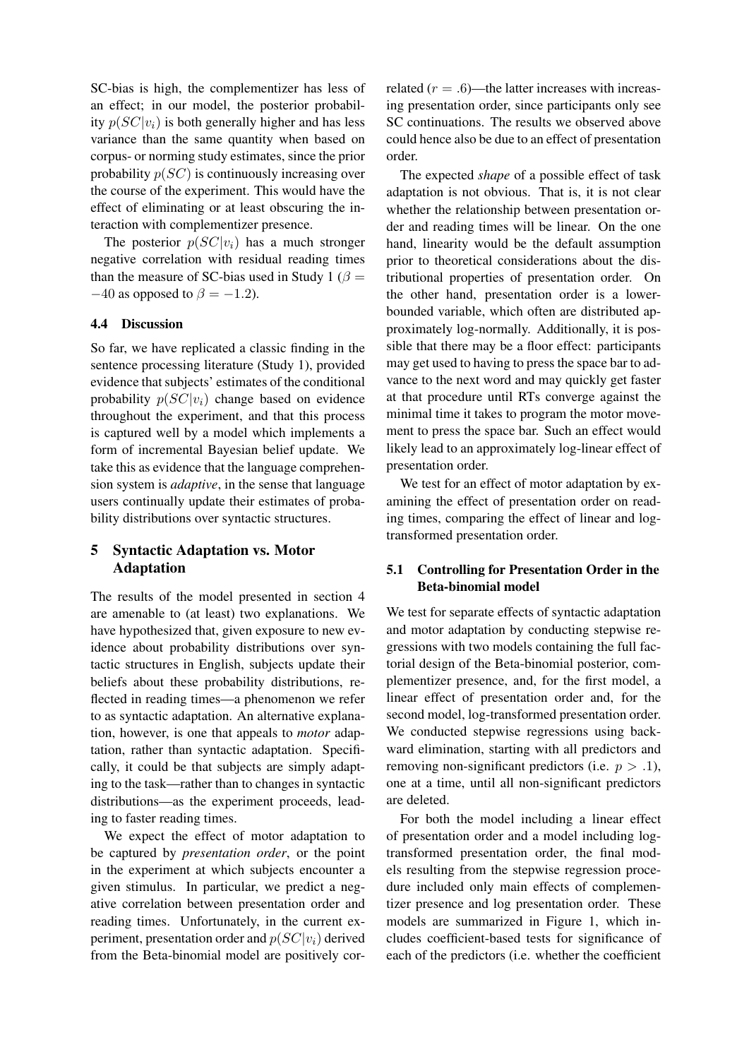SC-bias is high, the complementizer has less of an effect; in our model, the posterior probability $p(SC|v_i)$ is both generally higher and has less variance than the same quantity when based on corpus- or norming study estimates, since the prior probability $p(SC)$ is continuously increasing over the course of the experiment. This would have the effect of eliminating or at least obscuring the interaction with complementizer presence.

The posterior $p(SC|v_i)$ has a much stronger negative correlation with residual reading times than the measure of SC-bias used in Study 1 ($\beta = -40$ as opposed to $\beta = -1.2$).

### 4.4 Discussion

So far, we have replicated a classic finding in the sentence processing literature (Study 1), provided evidence that subjects' estimates of the conditional probability $p(SC|v_i)$ change based on evidence throughout the experiment, and that this process is captured well by a model which implements a form of incremental Bayesian belief update. We take this as evidence that the language comprehension system is *adaptive*, in the sense that language users continually update their estimates of probability distributions over syntactic structures.

## 5 Syntactic Adaptation vs. Motor Adaptation

The results of the model presented in section 4 are amenable to (at least) two explanations. We have hypothesized that, given exposure to new evidence about probability distributions over syntactic structures in English, subjects update their beliefs about these probability distributions, reflected in reading times—a phenomenon we refer to as syntactic adaptation. An alternative explanation, however, is one that appeals to *motor* adaptation, rather than syntactic adaptation. Specifically, it could be that subjects are simply adapting to the task—rather than to changes in syntactic distributions—as the experiment proceeds, leading to faster reading times.

We expect the effect of motor adaptation to be captured by *presentation order*, or the point in the experiment at which subjects encounter a given stimulus. In particular, we predict a negative correlation between presentation order and reading times. Unfortunately, in the current experiment, presentation order and $p(SC|v_i)$ derived from the Beta-binomial model are positively correlated ($r = .6$)—the latter increases with increasing presentation order, since participants only see SC continuations. The results we observed above could hence also be due to an effect of presentation order.

The expected *shape* of a possible effect of task adaptation is not obvious. That is, it is not clear whether the relationship between presentation order and reading times will be linear. On the one hand, linearity would be the default assumption prior to theoretical considerations about the distributional properties of presentation order. On the other hand, presentation order is a lower-bounded variable, which often are distributed approximately log-normally. Additionally, it is possible that there may be a floor effect: participants may get used to having to press the space bar to advance to the next word and may quickly get faster at that procedure until RTs converge against the minimal time it takes to program the motor movement to press the space bar. Such an effect would likely lead to an approximately log-linear effect of presentation order.

We test for an effect of motor adaptation by examining the effect of presentation order on reading times, comparing the effect of linear and log-transformed presentation order.

### 5.1 Controlling for Presentation Order in the Beta-binomial model

We test for separate effects of syntactic adaptation and motor adaptation by conducting stepwise regressions with two models containing the full factorial design of the Beta-binomial posterior, complementizer presence, and, for the first model, a linear effect of presentation order and, for the second model, log-transformed presentation order. We conducted stepwise regressions using backward elimination, starting with all predictors and removing non-significant predictors (i.e. $p > .1$), one at a time, until all non-significant predictors are deleted.

For both the model including a linear effect of presentation order and a model including log-transformed presentation order, the final models resulting from the stepwise regression procedure included only main effects of complementizer presence and log presentation order. These models are summarized in Figure 1, which includes coefficient-based tests for significance of each of the predictors (i.e. whether the coefficient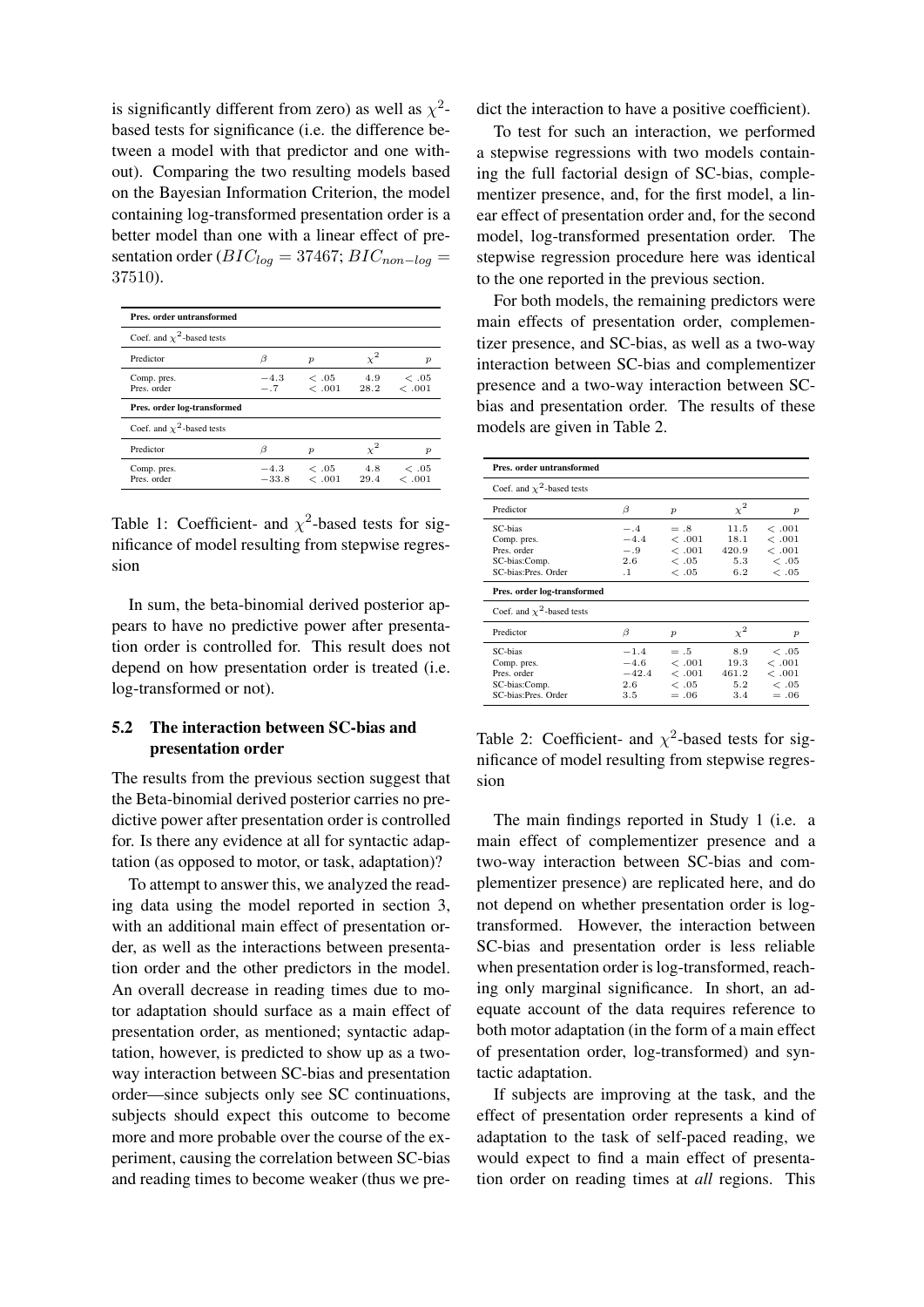is significantly different from zero) as well as $\chi^2$-based tests for significance (i.e. the difference between a model with that predictor and one without). Comparing the two resulting models based on the Bayesian Information Criterion, the model containing log-transformed presentation order is a better model than one with a linear effect of presentation order ($BIC_{log} = 37467$; $BIC_{non-log} = 37510$).

| **Pres. order untransformed** | | | | |
|---|---|---|---|---|
| Coef. and $\chi^2$-based tests | | | | |
| Predictor | $\beta$ | $p$ | $\chi^2$ | $p$ |
| Comp. pres. | $-4.3$ | $< .05$ | 4.9 | $< .05$ |
| Pres. order | $-.7$ | $< .001$ | 28.2 | $< .001$ |
| **Pres. order log-transformed** | | | | |
| Coef. and $\chi^2$-based tests | | | | |
| Predictor | $\beta$ | $p$ | $\chi^2$ | $p$ |
| Comp. pres. | $-4.3$ | $< .05$ | 4.8 | $< .05$ |
| Pres. order | $-33.8$ | $< .001$ | 29.4 | $< .001$ |

Table 1: Coefficient- and $\chi^2$-based tests for significance of model resulting from stepwise regression

In sum, the beta-binomial derived posterior appears to have no predictive power after presentation order is controlled for. This result does not depend on how presentation order is treated (i.e. log-transformed or not).

### 5.2 The interaction between SC-bias and presentation order

The results from the previous section suggest that the Beta-binomial derived posterior carries no predictive power after presentation order is controlled for. Is there any evidence at all for syntactic adaptation (as opposed to motor, or task, adaptation)?

To attempt to answer this, we analyzed the reading data using the model reported in section 3, with an additional main effect of presentation order, as well as the interactions between presentation order and the other predictors in the model. An overall decrease in reading times due to motor adaptation should surface as a main effect of presentation order, as mentioned; syntactic adaptation, however, is predicted to show up as a two-way interaction between SC-bias and presentation order—since subjects only see SC continuations, subjects should expect this outcome to become more and more probable over the course of the experiment, causing the correlation between SC-bias and reading times to become weaker (thus we predict the interaction to have a positive coefficient).

To test for such an interaction, we performed a stepwise regressions with two models containing the full factorial design of SC-bias, complementizer presence, and, for the first model, a linear effect of presentation order and, for the second model, log-transformed presentation order. The stepwise regression procedure here was identical to the one reported in the previous section.

For both models, the remaining predictors were main effects of presentation order, complementizer presence, and SC-bias, as well as a two-way interaction between SC-bias and complementizer presence and a two-way interaction between SC-bias and presentation order. The results of these models are given in Table 2.

| **Pres. order untransformed** | | | | |
|---|---|---|---|---|
| Coef. and $\chi^2$-based tests | | | | |
| Predictor | $\beta$ | $p$ | $\chi^2$ | $p$ |
| SC-bias | $-.4$ | $= .8$ | 11.5 | $< .001$ |
| Comp. pres. | $-4.4$ | $< .001$ | 18.1 | $< .001$ |
| Pres. order | $-.9$ | $< .001$ | 420.9 | $< .001$ |
| SC-bias:Comp. | 2.6 | $< .05$ | 5.3 | $< .05$ |
| SC-bias:Pres. Order | .1 | $< .05$ | 6.2 | $< .05$ |
| **Pres. order log-transformed** | | | | |
| Coef. and $\chi^2$-based tests | | | | |
| Predictor | $\beta$ | $p$ | $\chi^2$ | $p$ |
| SC-bias | $-1.4$ | $= .5$ | 8.9 | $< .05$ |
| Comp. pres. | $-4.6$ | $< .001$ | 19.3 | $< .001$ |
| Pres. order | $-42.4$ | $< .001$ | 461.2 | $< .001$ |
| SC-bias:Comp. | 2.6 | $< .05$ | 5.2 | $< .05$ |
| SC-bias:Pres. Order | 3.5 | $= .06$ | 3.4 | $= .06$ |

Table 2: Coefficient- and $\chi^2$-based tests for significance of model resulting from stepwise regression

The main findings reported in Study 1 (i.e. a main effect of complementizer presence and a two-way interaction between SC-bias and complementizer presence) are replicated here, and do not depend on whether presentation order is log-transformed. However, the interaction between SC-bias and presentation order is less reliable when presentation order is log-transformed, reaching only marginal significance. In short, an adequate account of the data requires reference to both motor adaptation (in the form of a main effect of presentation order, log-transformed) and syntactic adaptation.

If subjects are improving at the task, and the effect of presentation order represents a kind of adaptation to the task of self-paced reading, we would expect to find a main effect of presentation order on reading times at *all* regions. This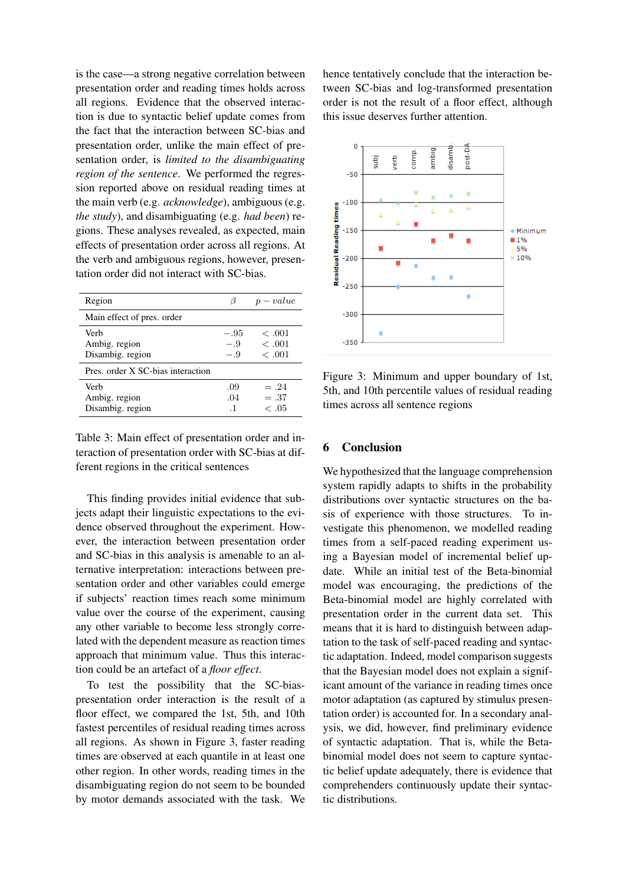is the case—a strong negative correlation between presentation order and reading times holds across all regions. Evidence that the observed interaction is due to syntactic belief update comes from the fact that the interaction between SC-bias and presentation order, unlike the main effect of presentation order, is *limited to the disambiguating region of the sentence*. We performed the regression reported above on residual reading times at the main verb (e.g. *acknowledge*), ambiguous (e.g. *the study*), and disambiguating (e.g. *had been*) regions. These analyses revealed, as expected, main effects of presentation order across all regions. At the verb and ambiguous regions, however, presentation order did not interact with SC-bias.

| Region | $\beta$ | $p-value$ |
|---|---|---|
| Main effect of pres. order | | |
| Verb | $-.95$ | $<.001$ |
| Ambig. region | $-.9$ | $<.001$ |
| Disambig. region | $-.9$ | $<.001$ |
| Pres. order X SC-bias interaction | | |
| Verb | .09 | $=.24$ |
| Ambig. region | .04 | $=.37$ |
| Disambig. region | .1 | $<.05$ |

Table 3: Main effect of presentation order and interaction of presentation order with SC-bias at different regions in the critical sentences

This finding provides initial evidence that subjects adapt their linguistic expectations to the evidence observed throughout the experiment. However, the interaction between presentation order and SC-bias in this analysis is amenable to an alternative interpretation: interactions between presentation order and other variables could emerge if subjects' reaction times reach some minimum value over the course of the experiment, causing any other variable to become less strongly correlated with the dependent measure as reaction times approach that minimum value. Thus this interaction could be an artefact of a *floor effect*.

To test the possibility that the SC-bias-presentation order interaction is the result of a floor effect, we compared the 1st, 5th, and 10th fastest percentiles of residual reading times across all regions. As shown in Figure 3, faster reading times are observed at each quantile in at least one other region. In other words, reading times in the disambiguating region do not seem to be bounded by motor demands associated with the task. We hence tentatively conclude that the interaction between SC-bias and log-transformed presentation order is not the result of a floor effect, although this issue deserves further attention.

Figure 3: Minimum and upper boundary of 1st, 5th, and 10th percentile values of residual reading times across all sentence regions

## 6 Conclusion

We hypothesized that the language comprehension system rapidly adapts to shifts in the probability distributions over syntactic structures on the basis of experience with those structures. To investigate this phenomenon, we modelled reading times from a self-paced reading experiment using a Bayesian model of incremental belief update. While an initial test of the Beta-binomial model was encouraging, the predictions of the Beta-binomial model are highly correlated with presentation order in the current data set. This means that it is hard to distinguish between adaptation to the task of self-paced reading and syntactic adaptation. Indeed, model comparison suggests that the Bayesian model does not explain a significant amount of the variance in reading times once motor adaptation (as captured by stimulus presentation order) is accounted for. In a secondary analysis, we did, however, find preliminary evidence of syntactic adaptation. That is, while the Beta-binomial model does not seem to capture syntactic belief update adequately, there is evidence that comprehenders continuously update their syntactic distributions.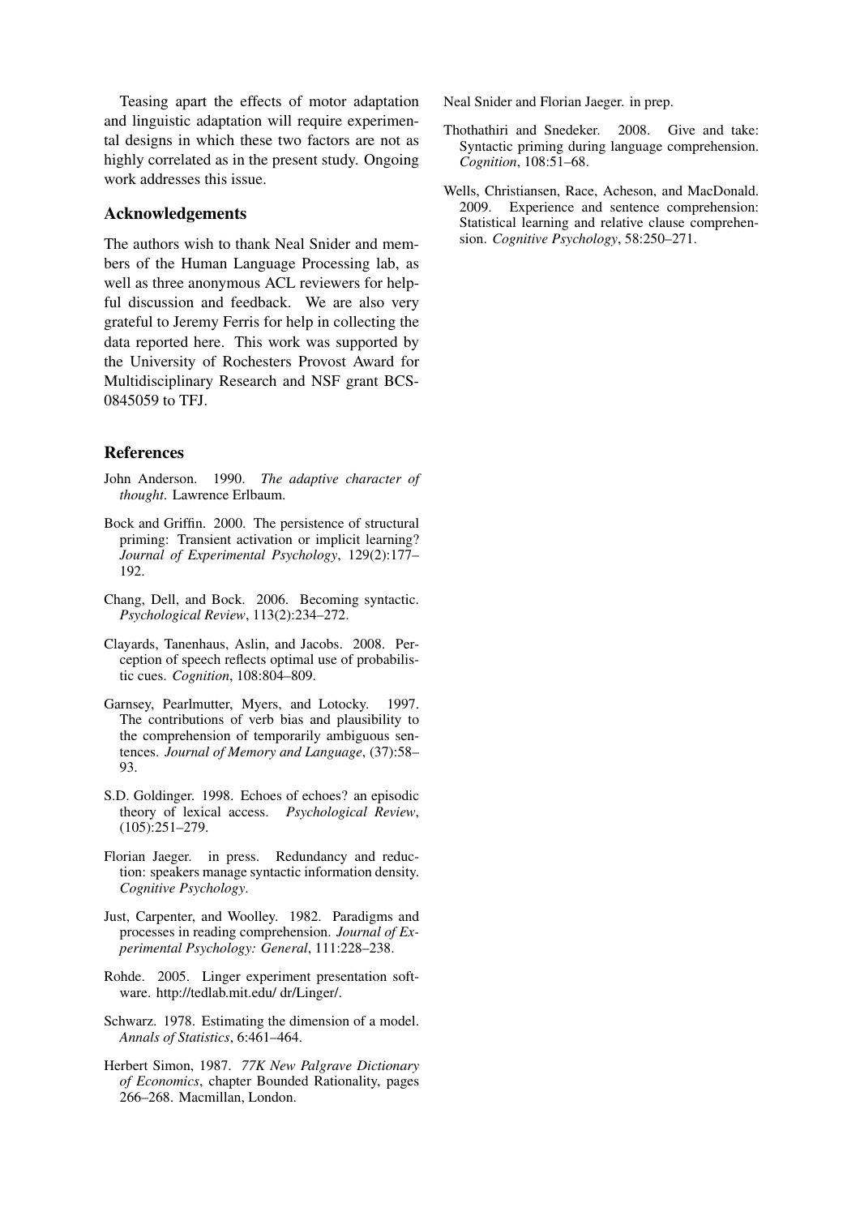Teasing apart the effects of motor adaptation and linguistic adaptation will require experimental designs in which these two factors are not as highly correlated as in the present study. Ongoing work addresses this issue.

## Acknowledgements

The authors wish to thank Neal Snider and members of the Human Language Processing lab, as well as three anonymous ACL reviewers for helpful discussion and feedback. We are also very grateful to Jeremy Ferris for help in collecting the data reported here. This work was supported by the University of Rochesters Provost Award for Multidisciplinary Research and NSF grant BCS-0845059 to TFJ.

## References

John Anderson. 1990. *The adaptive character of thought*. Lawrence Erlbaum.

Bock and Griffin. 2000. The persistence of structural priming: Transient activation or implicit learning? *Journal of Experimental Psychology*, 129(2):177–192.

Chang, Dell, and Bock. 2006. Becoming syntactic. *Psychological Review*, 113(2):234–272.

Clayards, Tanenhaus, Aslin, and Jacobs. 2008. Perception of speech reflects optimal use of probabilistic cues. *Cognition*, 108:804–809.

Garnsey, Pearlmutter, Myers, and Lotocky. 1997. The contributions of verb bias and plausibility to the comprehension of temporarily ambiguous sentences. *Journal of Memory and Language*, (37):58–93.

S.D. Goldinger. 1998. Echoes of echoes? an episodic theory of lexical access. *Psychological Review*, (105):251–279.

Florian Jaeger. in press. Redundancy and reduction: speakers manage syntactic information density. *Cognitive Psychology*.

Just, Carpenter, and Woolley. 1982. Paradigms and processes in reading comprehension. *Journal of Experimental Psychology: General*, 111:228–238.

Rohde. 2005. Linger experiment presentation software. http://tedlab.mit.edu/ dr/Linger/.

Schwarz. 1978. Estimating the dimension of a model. *Annals of Statistics*, 6:461–464.

Herbert Simon, 1987. *77K New Palgrave Dictionary of Economics*, chapter Bounded Rationality, pages 266–268. Macmillan, London.

Neal Snider and Florian Jaeger. in prep.

Thothathiri and Snedeker. 2008. Give and take: Syntactic priming during language comprehension. *Cognition*, 108:51–68.

Wells, Christiansen, Race, Acheson, and MacDonald. 2009. Experience and sentence comprehension: Statistical learning and relative clause comprehension. *Cognitive Psychology*, 58:250–271.